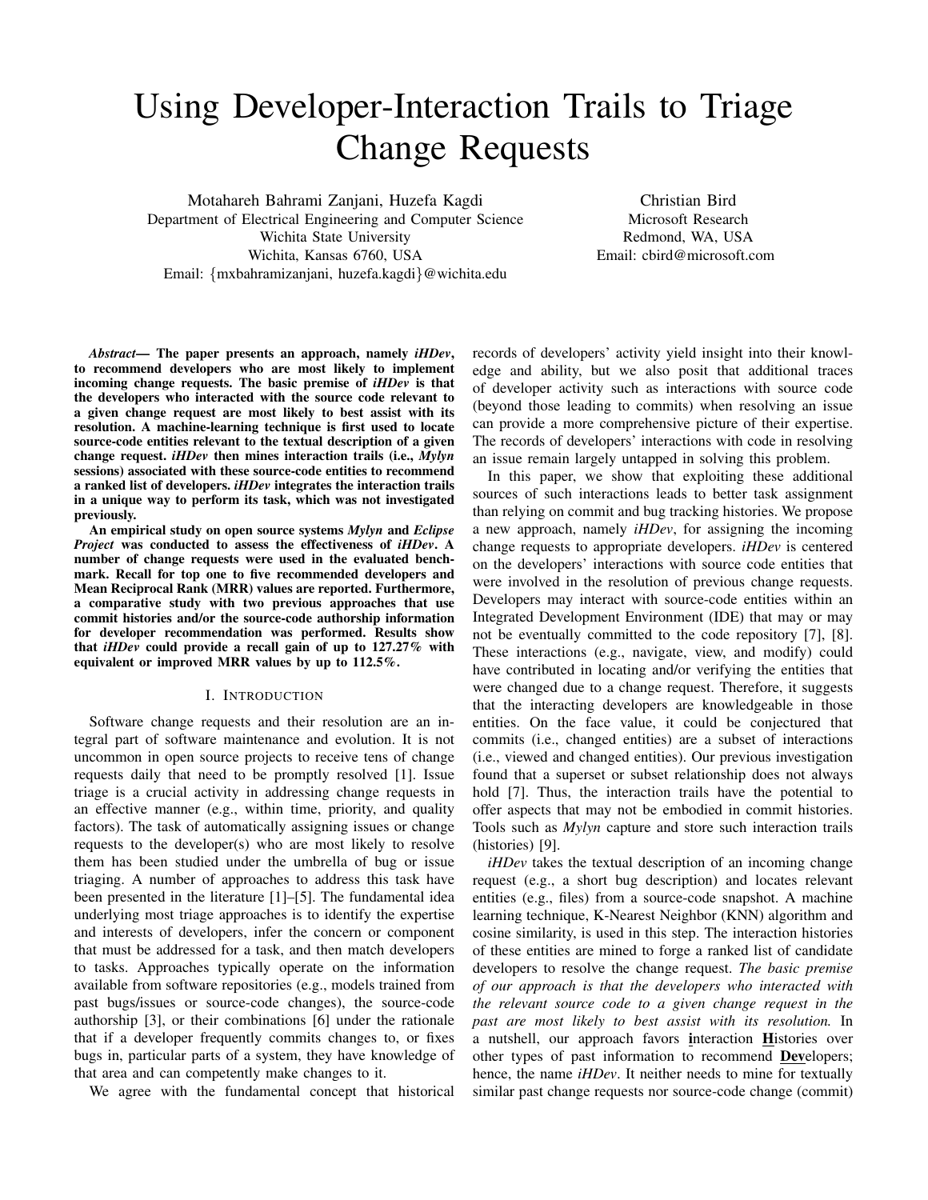# Using Developer-Interaction Trails to Triage Change Requests

Motahareh Bahrami Zanjani, Huzefa Kagdi
Department of Electrical Engineering and Computer Science
Wichita State University
Wichita, Kansas 6760, USA
Email: {mxbahramizanjani, huzefa.kagdi}@wichita.edu

Christian Bird
Microsoft Research
Redmond, WA, USA
Email: cbird@microsoft.com

***Abstract*— The paper presents an approach, namely *iHDev*, to recommend developers who are most likely to implement incoming change requests. The basic premise of *iHDev* is that the developers who interacted with the source code relevant to a given change request are most likely to best assist with its resolution. A machine-learning technique is first used to locate source-code entities relevant to the textual description of a given change request. *iHDev* then mines interaction trails (i.e., *Mylyn* sessions) associated with these source-code entities to recommend a ranked list of developers. *iHDev* integrates the interaction trails in a unique way to perform its task, which was not investigated previously.**

**An empirical study on open source systems *Mylyn* and *Eclipse Project* was conducted to assess the effectiveness of *iHDev*. A number of change requests were used in the evaluated benchmark. Recall for top one to five recommended developers and Mean Reciprocal Rank (MRR) values are reported. Furthermore, a comparative study with two previous approaches that use commit histories and/or the source-code authorship information for developer recommendation was performed. Results show that *iHDev* could provide a recall gain of up to 127.27% with equivalent or improved MRR values by up to 112.5%.**

## I. Introduction

Software change requests and their resolution are an integral part of software maintenance and evolution. It is not uncommon in open source projects to receive tens of change requests daily that need to be promptly resolved [1]. Issue triage is a crucial activity in addressing change requests in an effective manner (e.g., within time, priority, and quality factors). The task of automatically assigning issues or change requests to the developer(s) who are most likely to resolve them has been studied under the umbrella of bug or issue triaging. A number of approaches to address this task have been presented in the literature [1]–[5]. The fundamental idea underlying most triage approaches is to identify the expertise and interests of developers, infer the concern or component that must be addressed for a task, and then match developers to tasks. Approaches typically operate on the information available from software repositories (e.g., models trained from past bugs/issues or source-code changes), the source-code authorship [3], or their combinations [6] under the rationale that if a developer frequently commits changes to, or fixes bugs in, particular parts of a system, they have knowledge of that area and can competently make changes to it.

We agree with the fundamental concept that historical records of developers' activity yield insight into their knowledge and ability, but we also posit that additional traces of developer activity such as interactions with source code (beyond those leading to commits) when resolving an issue can provide a more comprehensive picture of their expertise. The records of developers' interactions with code in resolving an issue remain largely untapped in solving this problem.

In this paper, we show that exploiting these additional sources of such interactions leads to better task assignment than relying on commit and bug tracking histories. We propose a new approach, namely *iHDev*, for assigning the incoming change requests to appropriate developers. *iHDev* is centered on the developers' interactions with source code entities that were involved in the resolution of previous change requests. Developers may interact with source-code entities within an Integrated Development Environment (IDE) that may or may not be eventually committed to the code repository [7], [8]. These interactions (e.g., navigate, view, and modify) could have contributed in locating and/or verifying the entities that were changed due to a change request. Therefore, it suggests that the interacting developers are knowledgeable in those entities. On the face value, it could be conjectured that commits (i.e., changed entities) are a subset of interactions (i.e., viewed and changed entities). Our previous investigation found that a superset or subset relationship does not always hold [7]. Thus, the interaction trails have the potential to offer aspects that may not be embodied in commit histories. Tools such as *Mylyn* capture and store such interaction trails (histories) [9].

*iHDev* takes the textual description of an incoming change request (e.g., a short bug description) and locates relevant entities (e.g., files) from a source-code snapshot. A machine learning technique, K-Nearest Neighbor (KNN) algorithm and cosine similarity, is used in this step. The interaction histories of these entities are mined to forge a ranked list of candidate developers to resolve the change request. *The basic premise of our approach is that the developers who interacted with the relevant source code to a given change request in the past are most likely to best assist with its resolution.* In a nutshell, our approach favors **i**nteraction **H**istories over other types of past information to recommend **Dev**elopers; hence, the name *iHDev*. It neither needs to mine for textually similar past change requests nor source-code change (commit)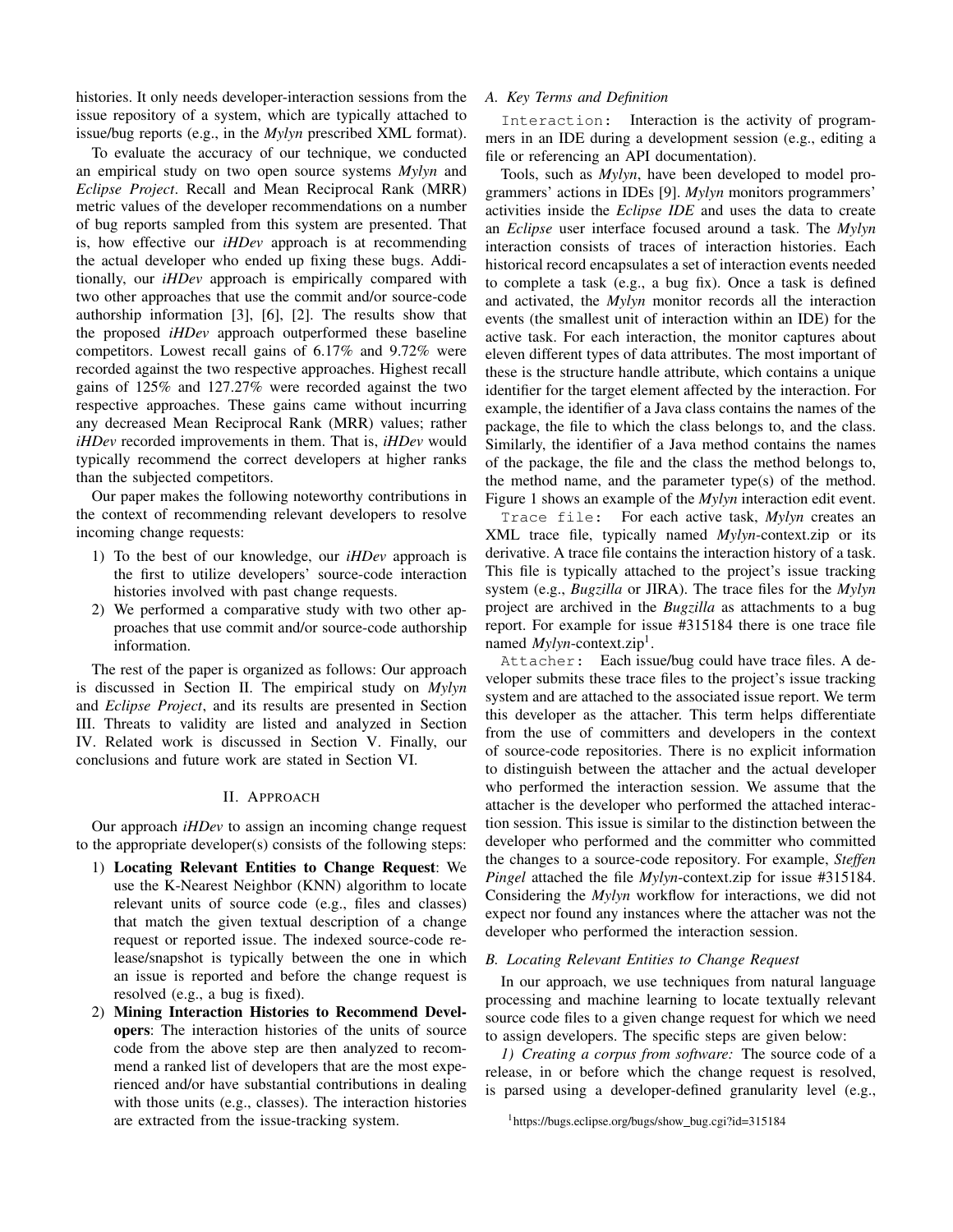histories. It only needs developer-interaction sessions from the issue repository of a system, which are typically attached to issue/bug reports (e.g., in the *Mylyn* prescribed XML format).

To evaluate the accuracy of our technique, we conducted an empirical study on two open source systems *Mylyn* and *Eclipse Project*. Recall and Mean Reciprocal Rank (MRR) metric values of the developer recommendations on a number of bug reports sampled from this system are presented. That is, how effective our *iHDev* approach is at recommending the actual developer who ended up fixing these bugs. Additionally, our *iHDev* approach is empirically compared with two other approaches that use the commit and/or source-code authorship information [3], [6], [2]. The results show that the proposed *iHDev* approach outperformed these baseline competitors. Lowest recall gains of 6.17% and 9.72% were recorded against the two respective approaches. Highest recall gains of 125% and 127.27% were recorded against the two respective approaches. These gains came without incurring any decreased Mean Reciprocal Rank (MRR) values; rather *iHDev* recorded improvements in them. That is, *iHDev* would typically recommend the correct developers at higher ranks than the subjected competitors.

Our paper makes the following noteworthy contributions in the context of recommending relevant developers to resolve incoming change requests:

1) To the best of our knowledge, our *iHDev* approach is the first to utilize developers' source-code interaction histories involved with past change requests.
2) We performed a comparative study with two other approaches that use commit and/or source-code authorship information.

The rest of the paper is organized as follows: Our approach is discussed in Section II. The empirical study on *Mylyn* and *Eclipse Project*, and its results are presented in Section III. Threats to validity are listed and analyzed in Section IV. Related work is discussed in Section V. Finally, our conclusions and future work are stated in Section VI.

## II. Approach

Our approach *iHDev* to assign an incoming change request to the appropriate developer(s) consists of the following steps:

1) **Locating Relevant Entities to Change Request**: We use the K-Nearest Neighbor (KNN) algorithm to locate relevant units of source code (e.g., files and classes) that match the given textual description of a change request or reported issue. The indexed source-code release/snapshot is typically between the one in which an issue is reported and before the change request is resolved (e.g., a bug is fixed).
2) **Mining Interaction Histories to Recommend Developers**: The interaction histories of the units of source code from the above step are then analyzed to recommend a ranked list of developers that are the most experienced and/or have substantial contributions in dealing with those units (e.g., classes). The interaction histories are extracted from the issue-tracking system.

### A. Key Terms and Definition

`Interaction`: Interaction is the activity of programmers in an IDE during a development session (e.g., editing a file or referencing an API documentation).

Tools, such as *Mylyn*, have been developed to model programmers' actions in IDEs [9]. *Mylyn* monitors programmers' activities inside the *Eclipse IDE* and uses the data to create an *Eclipse* user interface focused around a task. The *Mylyn* interaction consists of traces of interaction histories. Each historical record encapsulates a set of interaction events needed to complete a task (e.g., a bug fix). Once a task is defined and activated, the *Mylyn* monitor records all the interaction events (the smallest unit of interaction within an IDE) for the active task. For each interaction, the monitor captures about eleven different types of data attributes. The most important of these is the structure handle attribute, which contains a unique identifier for the target element affected by the interaction. For example, the identifier of a Java class contains the names of the package, the file to which the class belongs to, and the class. Similarly, the identifier of a Java method contains the names of the package, the file and the class the method belongs to, the method name, and the parameter type(s) of the method. Figure 1 shows an example of the *Mylyn* interaction edit event.

`Trace file`: For each active task, *Mylyn* creates an XML trace file, typically named *Mylyn*-context.zip or its derivative. A trace file contains the interaction history of a task. This file is typically attached to the project's issue tracking system (e.g., *Bugzilla* or JIRA). The trace files for the *Mylyn* project are archived in the *Bugzilla* as attachments to a bug report. For example for issue #315184 there is one trace file named *Mylyn*-context.zip[1].

`Attacher`: Each issue/bug could have trace files. A developer submits these trace files to the project's issue tracking system and are attached to the associated issue report. We term this developer as the attacher. This term helps differentiate from the use of committers and developers in the context of source-code repositories. There is no explicit information to distinguish between the attacher and the actual developer who performed the interaction session. We assume that the attacher is the developer who performed the attached interaction session. This issue is similar to the distinction between the developer who performed and the committer who committed the changes to a source-code repository. For example, *Steffen Pingel* attached the file *Mylyn*-context.zip for issue #315184. Considering the *Mylyn* workflow for interactions, we did not expect nor found any instances where the attacher was not the developer who performed the interaction session.

### B. Locating Relevant Entities to Change Request

In our approach, we use techniques from natural language processing and machine learning to locate textually relevant source code files to a given change request for which we need to assign developers. The specific steps are given below:

*1) Creating a corpus from software:* The source code of a release, in or before which the change request is resolved, is parsed using a developer-defined granularity level (e.g.,

[1] https://bugs.eclipse.org/bugs/show_bug.cgi?id=315184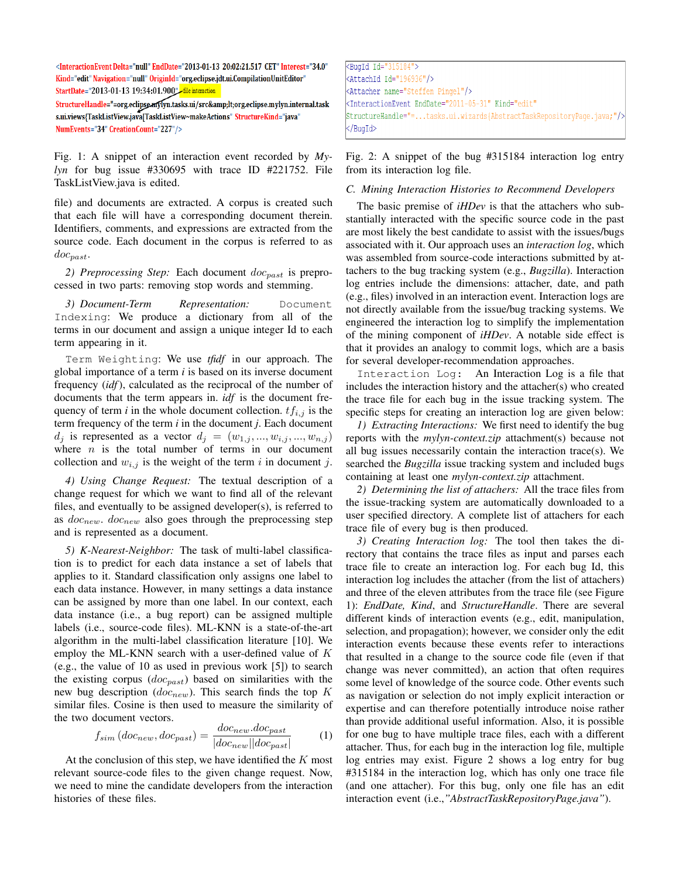```
<InteractionEvent Delta="null" EndDate="2013-01-13 20:02:21.517 CET" Interest="34.0"
Kind="edit" Navigation="null" OriginId="org.eclipse.jdt.ui.CompilationUnitEditor"
StartDate="2013-01-13 19:34:01.900" file interaction
StructureHandle="=org.eclipse.mylyn.tasks.ui/src&amp;lt;org.eclipse.mylyn.internal.task
s.ui.views{TaskListView.java[TaskListView~makeActions" StructureKind="java"
NumEvents="34" CreationCount="227"/>
```

Fig. 1: A snippet of an interaction event recorded by *Mylyn* for bug issue #330695 with trace ID #221752. File TaskListView.java is edited.

file) and documents are extracted. A corpus is created such that each file will have a corresponding document therein. Identifiers, comments, and expressions are extracted from the source code. Each document in the corpus is referred to as $doc_{past}$.

*2) Preprocessing Step:* Each document $doc_{past}$ is preprocessed in two parts: removing stop words and stemming.

*3) Document-Term Representation:* `Document Indexing`: We produce a dictionary from all of the terms in our document and assign a unique integer Id to each term appearing in it.

`Term Weighting`: We use *tfidf* in our approach. The global importance of a term *i* is based on its inverse document frequency (*idf*), calculated as the reciprocal of the number of documents that the term appears in. *idf* is the document frequency of term *i* in the whole document collection. $tf_{i,j}$ is the term frequency of the term *i* in the document *j*. Each document $d_j$ is represented as a vector $d_j = (w_{1,j}, ..., w_{i,j}, ..., w_{n,j})$ where $n$ is the total number of terms in our document collection and $w_{i,j}$ is the weight of the term $i$ in document $j$.

*4) Using Change Request:* The textual description of a change request for which we want to find all of the relevant files, and eventually to be assigned developer(s), is referred to as $doc_{new}$. $doc_{new}$ also goes through the preprocessing step and is represented as a document.

*5) K-Nearest-Neighbor:* The task of multi-label classification is to predict for each data instance a set of labels that applies to it. Standard classification only assigns one label to each data instance. However, in many settings a data instance can be assigned by more than one label. In our context, each data instance (i.e., a bug report) can be assigned multiple labels (i.e., source-code files). ML-KNN is a state-of-the-art algorithm in the multi-label classification literature [10]. We employ the ML-KNN search with a user-defined value of $K$ (e.g., the value of 10 as used in previous work [5]) to search the existing corpus ($doc_{past}$) based on similarities with the new bug description ($doc_{new}$). This search finds the top $K$ similar files. Cosine is then used to measure the similarity of the two document vectors.

$$f_{sim}(doc_{new}, doc_{past}) = \frac{doc_{new}.doc_{past}}{|doc_{new}||doc_{past}|} \quad (1)$$

At the conclusion of this step, we have identified the $K$ most relevant source-code files to the given change request. Now, we need to mine the candidate developers from the interaction histories of these files.

```
<BugId Id="315184">
<AttachId Id="196936"/>
<Attacher name="Steffen Pingel"/>
<InteractionEvent EndDate="2011-05-31" Kind="edit"
StructureHandle="=...tasks.ui.wizards{AbstractTaskRepositoryPage.java;"/>
</BugId>
```

Fig. 2: A snippet of the bug #315184 interaction log entry from its interaction log file.

### *C. Mining Interaction Histories to Recommend Developers*

The basic premise of *iHDev* is that the attachers who substantially interacted with the specific source code in the past are most likely the best candidate to assist with the issues/bugs associated with it. Our approach uses an *interaction log*, which was assembled from source-code interactions submitted by attachers to the bug tracking system (e.g., *Bugzilla*). Interaction log entries include the dimensions: attacher, date, and path (e.g., files) involved in an interaction event. Interaction logs are not directly available from the issue/bug tracking systems. We engineered the interaction log to simplify the implementation of the mining component of *iHDev*. A notable side effect is that it provides an analogy to commit logs, which are a basis for several developer-recommendation approaches.

`Interaction Log`: An Interaction Log is a file that includes the interaction history and the attacher(s) who created the trace file for each bug in the issue tracking system. The specific steps for creating an interaction log are given below:

*1) Extracting Interactions:* We first need to identify the bug reports with the *mylyn-context.zip* attachment(s) because not all bug issues necessarily contain the interaction trace(s). We searched the *Bugzilla* issue tracking system and included bugs containing at least one *mylyn-context.zip* attachment.

*2) Determining the list of attachers:* All the trace files from the issue-tracking system are automatically downloaded to a user specified directory. A complete list of attachers for each trace file of every bug is then produced.

*3) Creating Interaction log:* The tool then takes the directory that contains the trace files as input and parses each trace file to create an interaction log. For each bug Id, this interaction log includes the attacher (from the list of attachers) and three of the eleven attributes from the trace file (see Figure 1): *EndDate, Kind*, and *StructureHandle*. There are several different kinds of interaction events (e.g., edit, manipulation, selection, and propagation); however, we consider only the edit interaction events because these events refer to interactions that resulted in a change to the source code file (even if that change was never committed), an action that often requires some level of knowledge of the source code. Other events such as navigation or selection do not imply explicit interaction or expertise and can therefore potentially introduce noise rather than provide additional useful information. Also, it is possible for one bug to have multiple trace files, each with a different attacher. Thus, for each bug in the interaction log file, multiple log entries may exist. Figure 2 shows a log entry for bug #315184 in the interaction log, which has only one trace file (and one attacher). For this bug, only one file has an edit interaction event (i.e.,*"AbstractTaskRepositoryPage.java"*).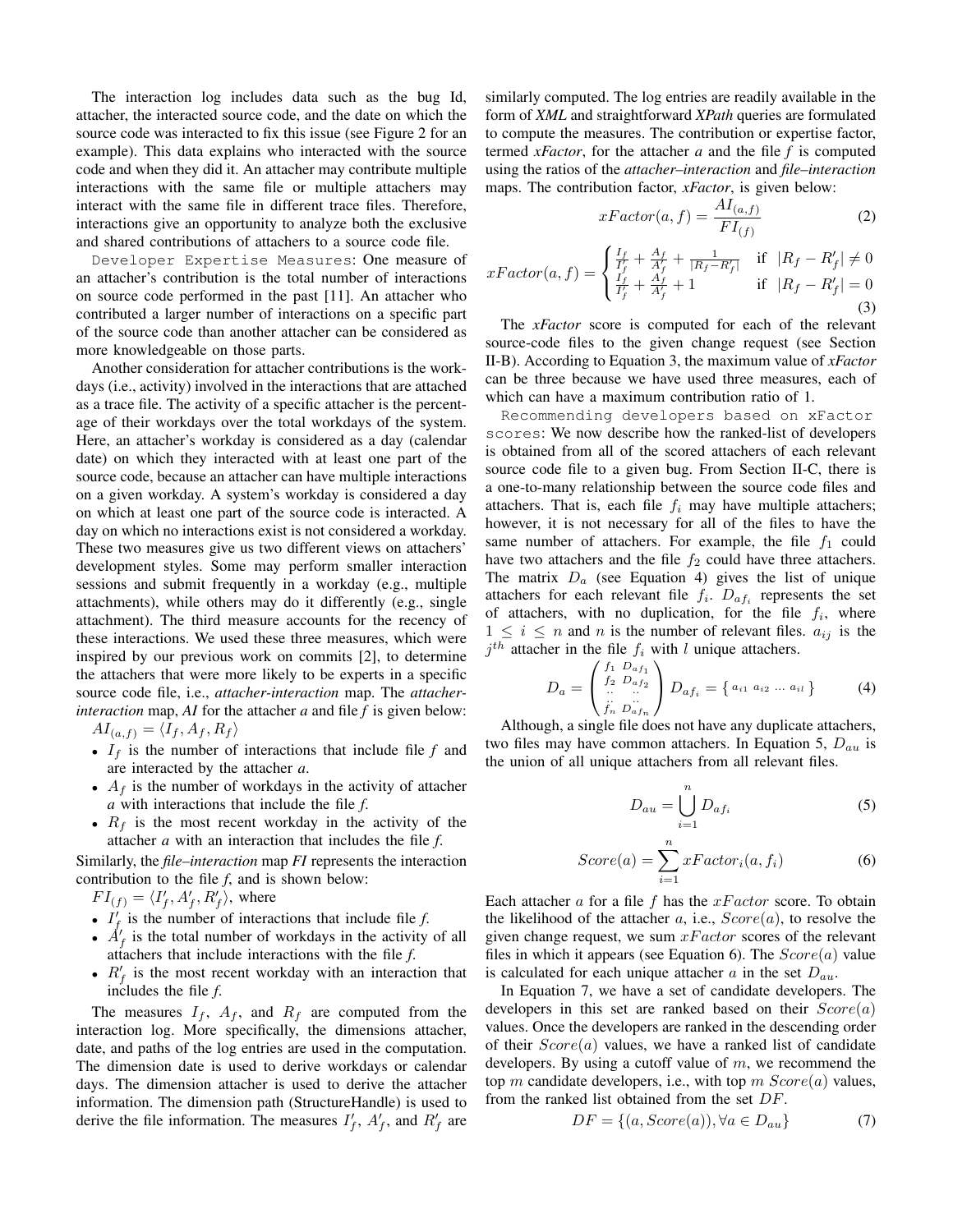The interaction log includes data such as the bug Id, attacher, the interacted source code, and the date on which the source code was interacted to fix this issue (see Figure 2 for an example). This data explains who interacted with the source code and when they did it. An attacher may contribute multiple interactions with the same file or multiple attachers may interact with the same file in different trace files. Therefore, interactions give an opportunity to analyze both the exclusive and shared contributions of attachers to a source code file.

`Developer Expertise Measures`: One measure of an attacher's contribution is the total number of interactions on source code performed in the past [11]. An attacher who contributed a larger number of interactions on a specific part of the source code than another attacher can be considered as more knowledgeable on those parts.

Another consideration for attacher contributions is the workdays (i.e., activity) involved in the interactions that are attached as a trace file. The activity of a specific attacher is the percentage of their workdays over the total workdays of the system. Here, an attacher's workday is considered as a day (calendar date) on which they interacted with at least one part of the source code, because an attacher can have multiple interactions on a given workday. A system's workday is considered a day on which at least one part of the source code is interacted. A day on which no interactions exist is not considered a workday. These two measures give us two different views on attachers' development styles. Some may perform smaller interaction sessions and submit frequently in a workday (e.g., multiple attachments), while others may do it differently (e.g., single attachment). The third measure accounts for the recency of these interactions. We used these three measures, which were inspired by our previous work on commits [2], to determine the attachers that were more likely to be experts in a specific source code file, i.e., *attacher-interaction* map. The *attacher-interaction* map, *AI* for the attacher *a* and file *f* is given below:

$AI_{(a,f)} = \langle I_f, A_f, R_f \rangle$

- $I_f$ is the number of interactions that include file *f* and are interacted by the attacher *a*.
- $A_f$ is the number of workdays in the activity of attacher *a* with interactions that include the file *f*.
- $R_f$ is the most recent workday in the activity of the attacher *a* with an interaction that includes the file *f*.

Similarly, the ***file–interaction*** map ***FI*** represents the interaction contribution to the file *f*, and is shown below:

$FI_{(f)} = \langle I'_f, A'_f, R'_f \rangle$, where

- $I'_f$ is the number of interactions that include file *f*.
- $A'_f$ is the total number of workdays in the activity of all attachers that include interactions with the file *f*.
- $R'_f$ is the most recent workday with an interaction that includes the file *f*.

The measures $I_f$, $A_f$, and $R_f$ are computed from the interaction log. More specifically, the dimensions attacher, date, and paths of the log entries are used in the computation. The dimension date is used to derive workdays or calendar days. The dimension attacher is used to derive the attacher information. The dimension path (StructureHandle) is used to derive the file information. The measures $I'_f$, $A'_f$, and $R'_f$ are similarly computed. The log entries are readily available in the form of ***XML*** and straightforward ***XPath*** queries are formulated to compute the measures. The contribution or expertise factor, termed *xFactor*, for the attacher *a* and the file *f* is computed using the ratios of the *attacher–interaction* and *file–interaction* maps. The contribution factor, *xFactor*, is given below:

$$xFactor(a,f) = \frac{AI_{(a,f)}}{FI_{(f)}} \tag{2}$$

$$xFactor(a,f) = \begin{cases} \frac{I_f}{I'_f} + \frac{A_f}{A'_f} + \frac{1}{|R_f - R'_f|} & \text{if } |R_f - R'_f| \neq 0 \\ \frac{I_f}{I'_f} + \frac{A_f}{A'_f} + 1 & \text{if } |R_f - R'_f| = 0 \end{cases} \tag{3}$$

The *xFactor* score is computed for each of the relevant source-code files to the given change request (see Section II-B). According to Equation 3, the maximum value of *xFactor* can be three because we have used three measures, each of which can have a maximum contribution ratio of 1.

`Recommending developers based on xFactor scores`: We now describe how the ranked-list of developers is obtained from all of the scored attachers of each relevant source code file to a given bug. From Section II-C, there is a one-to-many relationship between the source code files and attachers. That is, each file $f_i$ may have multiple attachers; however, it is not necessary for all of the files to have the same number of attachers. For example, the file $f_1$ could have two attachers and the file $f_2$ could have three attachers. The matrix $D_a$ (see Equation 4) gives the list of unique attachers for each relevant file $f_i$. $D_{af_i}$ represents the set of attachers, with no duplication, for the file $f_i$, where $1 \leq i \leq n$ and $n$ is the number of relevant files. $a_{ij}$ is the $j^{th}$ attacher in the file $f_i$ with $l$ unique attachers.

$$D_a = \begin{pmatrix} f_1 & D_{af_1} \\ f_2 & D_{af_2} \\ \vdots & \vdots \\ f_n & D_{af_n} \end{pmatrix} D_{af_i} = \{\, a_{i1} \; a_{i2} \; \ldots \; a_{il} \,\} \tag{4}$$

Although, a single file does not have any duplicate attachers, two files may have common attachers. In Equation 5, $D_{au}$ is the union of all unique attachers from all relevant files.

$$D_{au} = \bigcup_{i=1}^{n} D_{af_i} \tag{5}$$

$$Score(a) = \sum_{i=1}^{n} xFactor_i(a, f_i) \tag{6}$$

Each attacher $a$ for a file $f$ has the $xFactor$ score. To obtain the likelihood of the attacher $a$, i.e., $Score(a)$, to resolve the given change request, we sum $xFactor$ scores of the relevant files in which it appears (see Equation 6). The $Score(a)$ value is calculated for each unique attacher $a$ in the set $D_{au}$.

In Equation 7, we have a set of candidate developers. The developers in this set are ranked based on their $Score(a)$ values. Once the developers are ranked in the descending order of their $Score(a)$ values, we have a ranked list of candidate developers. By using a cutoff value of $m$, we recommend the top $m$ candidate developers, i.e., with top $m$ $Score(a)$ values, from the ranked list obtained from the set $DF$.

$$DF = \{(a, Score(a)), \forall a \in D_{au}\} \tag{7}$$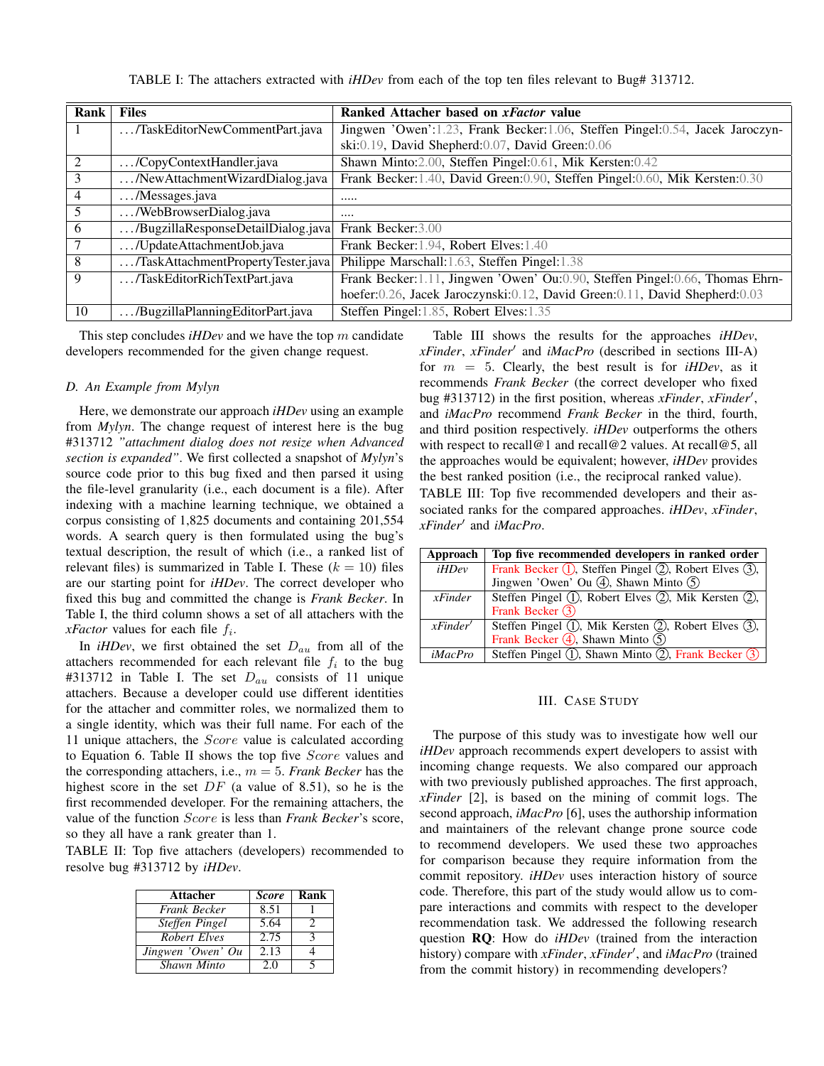TABLE I: The attachers extracted with *iHDev* from each of the top ten files relevant to Bug# 313712.

| Rank | Files | Ranked Attacher based on *xFactor* value |
|---|---|---|
| 1 | .../TaskEditorNewCommentPart.java | Jingwen 'Owen':1.23, Frank Becker:1.06, Steffen Pingel:0.54, Jacek Jaroczynski:0.19, David Shepherd:0.07, David Green:0.06 |
| 2 | .../CopyContextHandler.java | Shawn Minto:2.00, Steffen Pingel:0.61, Mik Kersten:0.42 |
| 3 | .../NewAttachmentWizardDialog.java | Frank Becker:1.40, David Green:0.90, Steffen Pingel:0.60, Mik Kersten:0.30 |
| 4 | .../Messages.java | ..... |
| 5 | .../WebBrowserDialog.java | .... |
| 6 | .../BugzillaResponseDetailDialog.java | Frank Becker:3.00 |
| 7 | .../UpdateAttachmentJob.java | Frank Becker:1.94, Robert Elves:1.40 |
| 8 | .../TaskAttachmentPropertyTester.java | Philippe Marschall:1.63, Steffen Pingel:1.38 |
| 9 | .../TaskEditorRichTextPart.java | Frank Becker:1.11, Jingwen 'Owen' Ou:0.90, Steffen Pingel:0.66, Thomas Ehrnhoefer:0.26, Jacek Jaroczynski:0.12, David Green:0.11, David Shepherd:0.03 |
| 10 | .../BugzillaPlanningEditorPart.java | Steffen Pingel:1.85, Robert Elves:1.35 |

This step concludes *iHDev* and we have the top $m$ candidate developers recommended for the given change request.

### D. An Example from Mylyn

Here, we demonstrate our approach *iHDev* using an example from *Mylyn*. The change request of interest here is the bug #313712 *"attachment dialog does not resize when Advanced section is expanded"*. We first collected a snapshot of *Mylyn*'s source code prior to this bug fixed and then parsed it using the file-level granularity (i.e., each document is a file). After indexing with a machine learning technique, we obtained a corpus consisting of 1,825 documents and containing 201,554 words. A search query is then formulated using the bug's textual description, the result of which (i.e., a ranked list of relevant files) is summarized in Table I. These ($k = 10$) files are our starting point for *iHDev*. The correct developer who fixed this bug and committed the change is *Frank Becker*. In Table I, the third column shows a set of all attachers with the *xFactor* values for each file $f_i$.

In *iHDev*, we first obtained the set $D_{au}$ from all of the attachers recommended for each relevant file $f_i$ to the bug #313712 in Table I. The set $D_{au}$ consists of 11 unique attachers. Because a developer could use different identities for the attacher and committer roles, we normalized them to a single identity, which was their full name. For each of the 11 unique attachers, the $Score$ value is calculated according to Equation 6. Table II shows the top five $Score$ values and the corresponding attachers, i.e., $m = 5$. *Frank Becker* has the highest score in the set $DF$ (a value of 8.51), so he is the first recommended developer. For the remaining attachers, the value of the function $Score$ is less than *Frank Becker*'s score, so they all have a rank greater than 1.

TABLE II: Top five attachers (developers) recommended to resolve bug #313712 by *iHDev*.

| Attacher | *Score* | Rank |
|---|---|---|
| *Frank Becker* | 8.51 | 1 |
| *Steffen Pingel* | 5.64 | 2 |
| *Robert Elves* | 2.75 | 3 |
| *Jingwen 'Owen' Ou* | 2.13 | 4 |
| *Shawn Minto* | 2.0 | 5 |

Table III shows the results for the approaches *iHDev*, *xFinder*, *xFinder'* and *iMacPro* (described in sections III-A) for $m = 5$. Clearly, the best result is for *iHDev*, as it recommends *Frank Becker* (the correct developer who fixed bug #313712) in the first position, whereas *xFinder*, *xFinder'*, and *iMacPro* recommend *Frank Becker* in the third, fourth, and third position respectively. *iHDev* outperforms the others with respect to recall@1 and recall@2 values. At recall@5, all the approaches would be equivalent; however, *iHDev* provides the best ranked position (i.e., the reciprocal ranked value).

TABLE III: Top five recommended developers and their associated ranks for the compared approaches. *iHDev*, *xFinder*, *xFinder'* and *iMacPro*.

| Approach | Top five recommended developers in ranked order |
|---|---|
| *iHDev* | Frank Becker (1), Steffen Pingel (2), Robert Elves (3), Jingwen 'Owen' Ou (4), Shawn Minto (5) |
| *xFinder* | Steffen Pingel (1), Robert Elves (2), Mik Kersten (2), Frank Becker (3) |
| *xFinder'* | Steffen Pingel (1), Mik Kersten (2), Robert Elves (3), Frank Becker (4), Shawn Minto (5) |
| *iMacPro* | Steffen Pingel (1), Shawn Minto (2), Frank Becker (3) |

## III. Case Study

The purpose of this study was to investigate how well our *iHDev* approach recommends expert developers to assist with incoming change requests. We also compared our approach with two previously published approaches. The first approach, *xFinder* [2], is based on the mining of commit logs. The second approach, *iMacPro* [6], uses the authorship information and maintainers of the relevant change prone source code to recommend developers. We used these two approaches for comparison because they require information from the commit repository. *iHDev* uses interaction history of source code. Therefore, this part of the study would allow us to compare interactions and commits with respect to the developer recommendation task. We addressed the following research question **RQ**: How do *iHDev* (trained from the interaction history) compare with *xFinder*, *xFinder'*, and *iMacPro* (trained from the commit history) in recommending developers?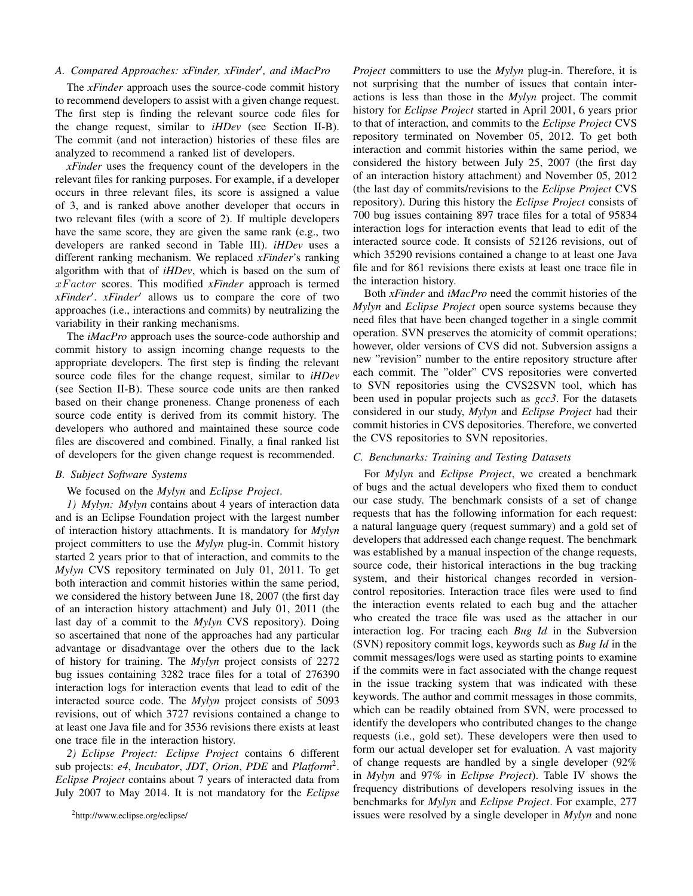### A. Compared Approaches: xFinder, xFinder′, and iMacPro

The *xFinder* approach uses the source-code commit history to recommend developers to assist with a given change request. The first step is finding the relevant source code files for the change request, similar to *iHDev* (see Section II-B). The commit (and not interaction) histories of these files are analyzed to recommend a ranked list of developers.

*xFinder* uses the frequency count of the developers in the relevant files for ranking purposes. For example, if a developer occurs in three relevant files, its score is assigned a value of 3, and is ranked above another developer that occurs in two relevant files (with a score of 2). If multiple developers have the same score, they are given the same rank (e.g., two developers are ranked second in Table III). *iHDev* uses a different ranking mechanism. We replaced *xFinder*'s ranking algorithm with that of *iHDev*, which is based on the sum of $xFactor$ scores. This modified *xFinder* approach is termed *xFinder′*. *xFinder′* allows us to compare the core of two approaches (i.e., interactions and commits) by neutralizing the variability in their ranking mechanisms.

The *iMacPro* approach uses the source-code authorship and commit history to assign incoming change requests to the appropriate developers. The first step is finding the relevant source code files for the change request, similar to *iHDev* (see Section II-B). These source code units are then ranked based on their change proneness. Change proneness of each source code entity is derived from its commit history. The developers who authored and maintained these source code files are discovered and combined. Finally, a final ranked list of developers for the given change request is recommended.

### B. Subject Software Systems

We focused on the *Mylyn* and *Eclipse Project*.

*1) Mylyn: Mylyn* contains about 4 years of interaction data and is an Eclipse Foundation project with the largest number of interaction history attachments. It is mandatory for *Mylyn* project committers to use the *Mylyn* plug-in. Commit history started 2 years prior to that of interaction, and commits to the *Mylyn* CVS repository terminated on July 01, 2011. To get both interaction and commit histories within the same period, we considered the history between June 18, 2007 (the first day of an interaction history attachment) and July 01, 2011 (the last day of a commit to the *Mylyn* CVS repository). Doing so ascertained that none of the approaches had any particular advantage or disadvantage over the others due to the lack of history for training. The *Mylyn* project consists of 2272 bug issues containing 3282 trace files for a total of 276390 interaction logs for interaction events that lead to edit of the interacted source code. The *Mylyn* project consists of 5093 revisions, out of which 3727 revisions contained a change to at least one Java file and for 3536 revisions there exists at least one trace file in the interaction history.

*2) Eclipse Project: Eclipse Project* contains 6 different sub projects: *e4*, *Incubator*, *JDT*, *Orion*, *PDE* and *Platform*[2]. *Eclipse Project* contains about 7 years of interacted data from July 2007 to May 2014. It is not mandatory for the *Eclipse Project* committers to use the *Mylyn* plug-in. Therefore, it is not surprising that the number of issues that contain interactions is less than those in the *Mylyn* project. The commit history for *Eclipse Project* started in April 2001, 6 years prior to that of interaction, and commits to the *Eclipse Project* CVS repository terminated on November 05, 2012. To get both interaction and commit histories within the same period, we considered the history between July 25, 2007 (the first day of an interaction history attachment) and November 05, 2012 (the last day of commits/revisions to the *Eclipse Project* CVS repository). During this history the *Eclipse Project* consists of 700 bug issues containing 897 trace files for a total of 95834 interaction logs for interaction events that lead to edit of the interacted source code. It consists of 52126 revisions, out of which 35290 revisions contained a change to at least one Java file and for 861 revisions there exists at least one trace file in the interaction history.

Both *xFinder* and *iMacPro* need the commit histories of the *Mylyn* and *Eclipse Project* open source systems because they need files that have been changed together in a single commit operation. SVN preserves the atomicity of commit operations; however, older versions of CVS did not. Subversion assigns a new "revision" number to the entire repository structure after each commit. The "older" CVS repositories were converted to SVN repositories using the CVS2SVN tool, which has been used in popular projects such as *gcc3*. For the datasets considered in our study, *Mylyn* and *Eclipse Project* had their commit histories in CVS depositories. Therefore, we converted the CVS repositories to SVN repositories.

### C. Benchmarks: Training and Testing Datasets

For *Mylyn* and *Eclipse Project*, we created a benchmark of bugs and the actual developers who fixed them to conduct our case study. The benchmark consists of a set of change requests that has the following information for each request: a natural language query (request summary) and a gold set of developers that addressed each change request. The benchmark was established by a manual inspection of the change requests, source code, their historical interactions in the bug tracking system, and their historical changes recorded in version-control repositories. Interaction trace files were used to find the interaction events related to each bug and the attacher who created the trace file was used as the attacher in our interaction log. For tracing each *Bug Id* in the Subversion (SVN) repository commit logs, keywords such as *Bug Id* in the commit messages/logs were used as starting points to examine if the commits were in fact associated with the change request in the issue tracking system that was indicated with these keywords. The author and commit messages in those commits, which can be readily obtained from SVN, were processed to identify the developers who contributed changes to the change requests (i.e., gold set). These developers were then used to form our actual developer set for evaluation. A vast majority of change requests are handled by a single developer (92% in *Mylyn* and 97% in *Eclipse Project*). Table IV shows the frequency distributions of developers resolving issues in the benchmarks for *Mylyn* and *Eclipse Project*. For example, 277 issues were resolved by a single developer in *Mylyn* and none

[2] http://www.eclipse.org/eclipse/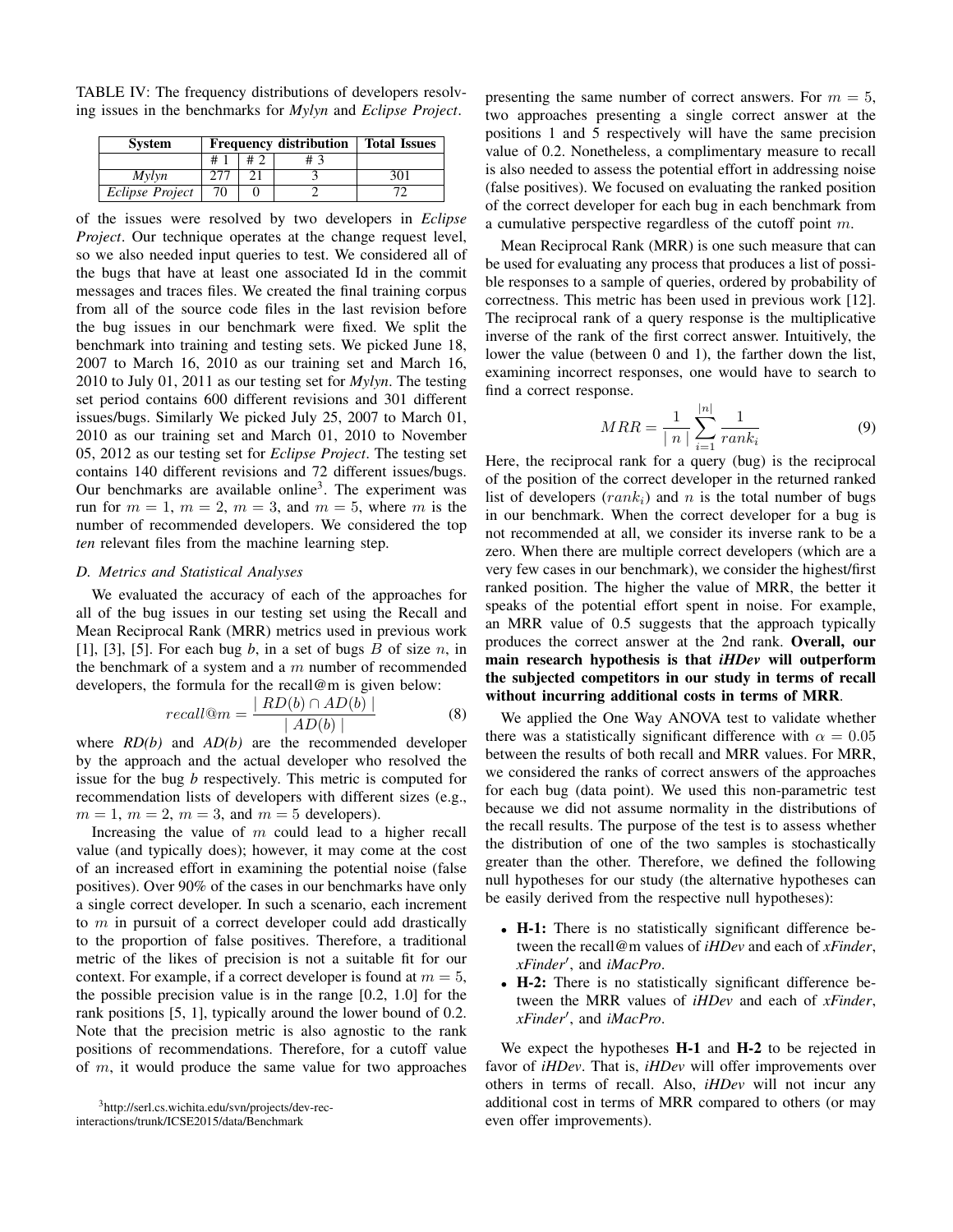TABLE IV: The frequency distributions of developers resolving issues in the benchmarks for *Mylyn* and *Eclipse Project*.

| System | Frequency distribution | | | Total Issues |
|---|---|---|---|---|
| | # 1 | # 2 | # 3 | |
| *Mylyn* | 277 | 21 | 3 | 301 |
| *Eclipse Project* | 70 | 0 | 2 | 72 |

of the issues were resolved by two developers in *Eclipse Project*. Our technique operates at the change request level, so we also needed input queries to test. We considered all of the bugs that have at least one associated Id in the commit messages and traces files. We created the final training corpus from all of the source code files in the last revision before the bug issues in our benchmark were fixed. We split the benchmark into training and testing sets. We picked June 18, 2007 to March 16, 2010 as our training set and March 16, 2010 to July 01, 2011 as our testing set for *Mylyn*. The testing set period contains 600 different revisions and 301 different issues/bugs. Similarly We picked July 25, 2007 to March 01, 2010 as our training set and March 01, 2010 to November 05, 2012 as our testing set for *Eclipse Project*. The testing set contains 140 different revisions and 72 different issues/bugs. Our benchmarks are available online[3]. The experiment was run for $m = 1$, $m = 2$, $m = 3$, and $m = 5$, where $m$ is the number of recommended developers. We considered the top *ten* relevant files from the machine learning step.

### D. Metrics and Statistical Analyses

We evaluated the accuracy of each of the approaches for all of the bug issues in our testing set using the Recall and Mean Reciprocal Rank (MRR) metrics used in previous work [1], [3], [5]. For each bug $b$, in a set of bugs $B$ of size $n$, in the benchmark of a system and a $m$ number of recommended developers, the formula for the recall@m is given below:

$$recall@m = \frac{|\ RD(b) \cap AD(b)\ |}{|\ AD(b)\ |} \tag{8}$$

where *RD(b)* and *AD(b)* are the recommended developer by the approach and the actual developer who resolved the issue for the bug *b* respectively. This metric is computed for recommendation lists of developers with different sizes (e.g., $m = 1$, $m = 2$, $m = 3$, and $m = 5$ developers).

Increasing the value of $m$ could lead to a higher recall value (and typically does); however, it may come at the cost of an increased effort in examining the potential noise (false positives). Over 90% of the cases in our benchmarks have only a single correct developer. In such a scenario, each increment to $m$ in pursuit of a correct developer could add drastically to the proportion of false positives. Therefore, a traditional metric of the likes of precision is not a suitable fit for our context. For example, if a correct developer is found at $m = 5$, the possible precision value is in the range [0.2, 1.0] for the rank positions [5, 1], typically around the lower bound of 0.2. Note that the precision metric is also agnostic to the rank positions of recommendations. Therefore, for a cutoff value of $m$, it would produce the same value for two approaches presenting the same number of correct answers. For $m = 5$, two approaches presenting a single correct answer at the positions 1 and 5 respectively will have the same precision value of 0.2. Nonetheless, a complimentary measure to recall is also needed to assess the potential effort in addressing noise (false positives). We focused on evaluating the ranked position of the correct developer for each bug in each benchmark from a cumulative perspective regardless of the cutoff point $m$.

Mean Reciprocal Rank (MRR) is one such measure that can be used for evaluating any process that produces a list of possible responses to a sample of queries, ordered by probability of correctness. This metric has been used in previous work [12]. The reciprocal rank of a query response is the multiplicative inverse of the rank of the first correct answer. Intuitively, the lower the value (between 0 and 1), the farther down the list, examining incorrect responses, one would have to search to find a correct response.

$$MRR = \frac{1}{|\ n\ |} \sum_{i=1}^{|n|} \frac{1}{rank_i} \tag{9}$$

Here, the reciprocal rank for a query (bug) is the reciprocal of the position of the correct developer in the returned ranked list of developers ($rank_i$) and $n$ is the total number of bugs in our benchmark. When the correct developer for a bug is not recommended at all, we consider its inverse rank to be a zero. When there are multiple correct developers (which are a very few cases in our benchmark), we consider the highest/first ranked position. The higher the value of MRR, the better it speaks of the potential effort spent in noise. For example, an MRR value of 0.5 suggests that the approach typically produces the correct answer at the 2nd rank. **Overall, our main research hypothesis is that *iHDev* will outperform the subjected competitors in our study in terms of recall without incurring additional costs in terms of MRR**.

We applied the One Way ANOVA test to validate whether there was a statistically significant difference with $\alpha = 0.05$ between the results of both recall and MRR values. For MRR, we considered the ranks of correct answers of the approaches for each bug (data point). We used this non-parametric test because we did not assume normality in the distributions of the recall results. The purpose of the test is to assess whether the distribution of one of the two samples is stochastically greater than the other. Therefore, we defined the following null hypotheses for our study (the alternative hypotheses can be easily derived from the respective null hypotheses):

- **H-1:** There is no statistically significant difference between the recall@m values of *iHDev* and each of *xFinder*, *xFinder′*, and *iMacPro*.
- **H-2:** There is no statistically significant difference between the MRR values of *iHDev* and each of *xFinder*, *xFinder′*, and *iMacPro*.

We expect the hypotheses **H-1** and **H-2** to be rejected in favor of *iHDev*. That is, *iHDev* will offer improvements over others in terms of recall. Also, *iHDev* will not incur any additional cost in terms of MRR compared to others (or may even offer improvements).

[3] http://serl.cs.wichita.edu/svn/projects/dev-rec-interactions/trunk/ICSE2015/data/Benchmark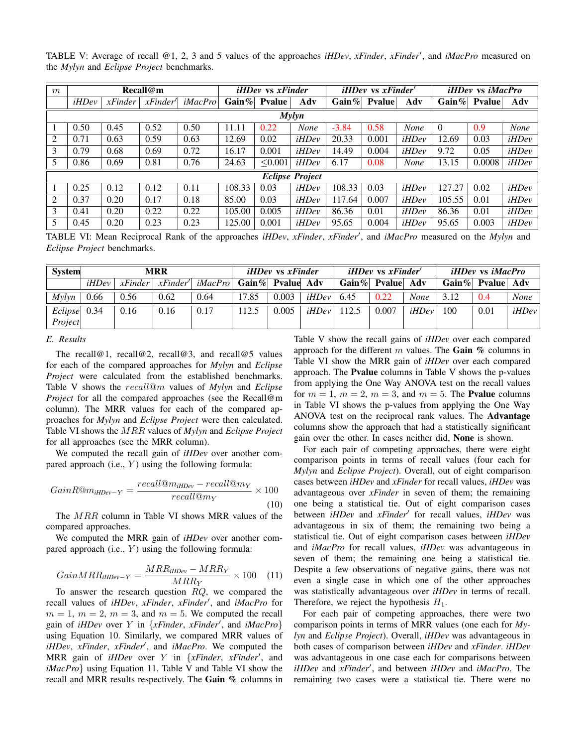TABLE V: Average of recall @1, 2, 3 and 5 values of the approaches *iHDev*, *xFinder*, *xFinder′*, and *iMacPro* measured on the *Mylyn* and *Eclipse Project* benchmarks.

| $m$ | **Recall@m** | | | | ***iHDev* vs *xFinder*** | | | ***iHDev* vs *xFinder′*** | | | ***iHDev* vs *iMacPro*** | | |
|---|---|---|---|---|---|---|---|---|---|---|---|---|---|
| | *iHDev* | *xFinder* | *xFinder′* | *iMacPro* | **Gain%** | **Pvalue** | **Adv** | **Gain%** | **Pvalue** | **Adv** | **Gain%** | **Pvalue** | **Adv** |
| ***Mylyn*** | | | | | | | | | | | | | |
| 1 | 0.50 | 0.45 | 0.52 | 0.50 | 11.11 | 0.22 | *None* | -3.84 | 0.58 | *None* | 0 | 0.9 | *None* |
| 2 | 0.71 | 0.63 | 0.59 | 0.63 | 12.69 | 0.02 | *iHDev* | 20.33 | 0.001 | *iHDev* | 12.69 | 0.03 | *iHDev* |
| 3 | 0.79 | 0.68 | 0.69 | 0.72 | 16.17 | 0.001 | *iHDev* | 14.49 | 0.004 | *iHDev* | 9.72 | 0.05 | *iHDev* |
| 5 | 0.86 | 0.69 | 0.81 | 0.76 | 24.63 | ≤0.001 | *iHDev* | 6.17 | 0.08 | *None* | 13.15 | 0.0008 | *iHDev* |
| ***Eclipse Project*** | | | | | | | | | | | | | |
| 1 | 0.25 | 0.12 | 0.12 | 0.11 | 108.33 | 0.03 | *iHDev* | 108.33 | 0.03 | *iHDev* | 127.27 | 0.02 | *iHDev* |
| 2 | 0.37 | 0.20 | 0.17 | 0.18 | 85.00 | 0.03 | *iHDev* | 117.64 | 0.007 | *iHDev* | 105.55 | 0.01 | *iHDev* |
| 3 | 0.41 | 0.20 | 0.22 | 0.22 | 105.00 | 0.005 | *iHDev* | 86.36 | 0.01 | *iHDev* | 86.36 | 0.01 | *iHDev* |
| 5 | 0.45 | 0.20 | 0.23 | 0.23 | 125.00 | 0.001 | *iHDev* | 95.65 | 0.004 | *iHDev* | 95.65 | 0.003 | *iHDev* |

TABLE VI: Mean Reciprocal Rank of the approaches *iHDev*, *xFinder*, *xFinder′*, and *iMacPro* measured on the *Mylyn* and *Eclipse Project* benchmarks.

| **System** | **MRR** | | | | ***iHDev* vs *xFinder*** | | | ***iHDev* vs *xFinder′*** | | | ***iHDev* vs *iMacPro*** | | |
|---|---|---|---|---|---|---|---|---|---|---|---|---|---|
| | *iHDev* | *xFinder* | *xFinder′* | *iMacPro* | **Gain%** | **Pvalue** | **Adv** | **Gain%** | **Pvalue** | **Adv** | **Gain%** | **Pvalue** | **Adv** |
| *Mylyn* | 0.66 | 0.56 | 0.62 | 0.64 | 17.85 | 0.003 | *iHDev* | 6.45 | 0.22 | *None* | 3.12 | 0.4 | *None* |
| *Eclipse Project* | 0.34 | 0.16 | 0.16 | 0.17 | 112.5 | 0.005 | *iHDev* | 112.5 | 0.007 | *iHDev* | 100 | 0.01 | *iHDev* |

### E. Results

The recall@1, recall@2, recall@3, and recall@5 values for each of the compared approaches for *Mylyn* and *Eclipse Project* were calculated from the established benchmarks. Table V shows the $recall@m$ values of *Mylyn* and *Eclipse Project* for all the compared approaches (see the Recall@m column). The MRR values for each of the compared approaches for *Mylyn* and *Eclipse Project* were then calculated. Table VI shows the $MRR$ values of *Mylyn* and *Eclipse Project* for all approaches (see the MRR column).

We computed the recall gain of *iHDev* over another compared approach (i.e., $Y$) using the following formula:

$$GainR@m_{iHDev-Y} = \frac{recall@m_{iHDev} - recall@m_Y}{recall@m_Y} \times 100 \quad (10)$$

The $MRR$ column in Table VI shows MRR values of the compared approaches.

We computed the MRR gain of *iHDev* over another compared approach (i.e., $Y$) using the following formula:

$$GainMRR_{iHDev-Y} = \frac{MRR_{iHDev} - MRR_Y}{MRR_Y} \times 100 \quad (11)$$

To answer the research question $RQ$, we compared the recall values of *iHDev*, *xFinder*, *xFinder′*, and *iMacPro* for $m = 1$, $m = 2$, $m = 3$, and $m = 5$. We computed the recall gain of *iHDev* over $Y$ in {*xFinder*, *xFinder′*, and *iMacPro*} using Equation 10. Similarly, we compared MRR values of *iHDev*, *xFinder*, *xFinder′*, and *iMacPro*. We computed the MRR gain of *iHDev* over $Y$ in {*xFinder*, *xFinder′*, and *iMacPro*} using Equation 11. Table V and Table VI show the recall and MRR results respectively. The **Gain %** columns in Table V show the recall gains of *iHDev* over each compared approach for the different $m$ values. The **Gain %** columns in Table VI show the MRR gain of *iHDev* over each compared approach. The **Pvalue** columns in Table V shows the p-values from applying the One Way ANOVA test on the recall values for $m = 1$, $m = 2$, $m = 3$, and $m = 5$. The **Pvalue** columns in Table VI shows the p-values from applying the One Way ANOVA test on the reciprocal rank values. The **Advantage** columns show the approach that had a statistically significant gain over the other. In cases neither did, **None** is shown.

For each pair of competing approaches, there were eight comparison points in terms of recall values (four each for *Mylyn* and *Eclipse Project*). Overall, out of eight comparison cases between *iHDev* and *xFinder* for recall values, *iHDev* was advantageous over *xFinder* in seven of them; the remaining one being a statistical tie. Out of eight comparison cases between *iHDev* and *xFinder′* for recall values, *iHDev* was advantageous in six of them; the remaining two being a statistical tie. Out of eight comparison cases between *iHDev* and *iMacPro* for recall values, *iHDev* was advantageous in seven of them; the remaining one being a statistical tie. Despite a few observations of negative gains, there was not even a single case in which one of the other approaches was statistically advantageous over *iHDev* in terms of recall. Therefore, we reject the hypothesis $H_1$.

For each pair of competing approaches, there were two comparison points in terms of MRR values (one each for *Mylyn* and *Eclipse Project*). Overall, *iHDev* was advantageous in both cases of comparison between *iHDev* and *xFinder*. *iHDev* was advantageous in one case each for comparisons between *iHDev* and *xFinder′*, and between *iHDev* and *iMacPro*. The remaining two cases were a statistical tie. There were no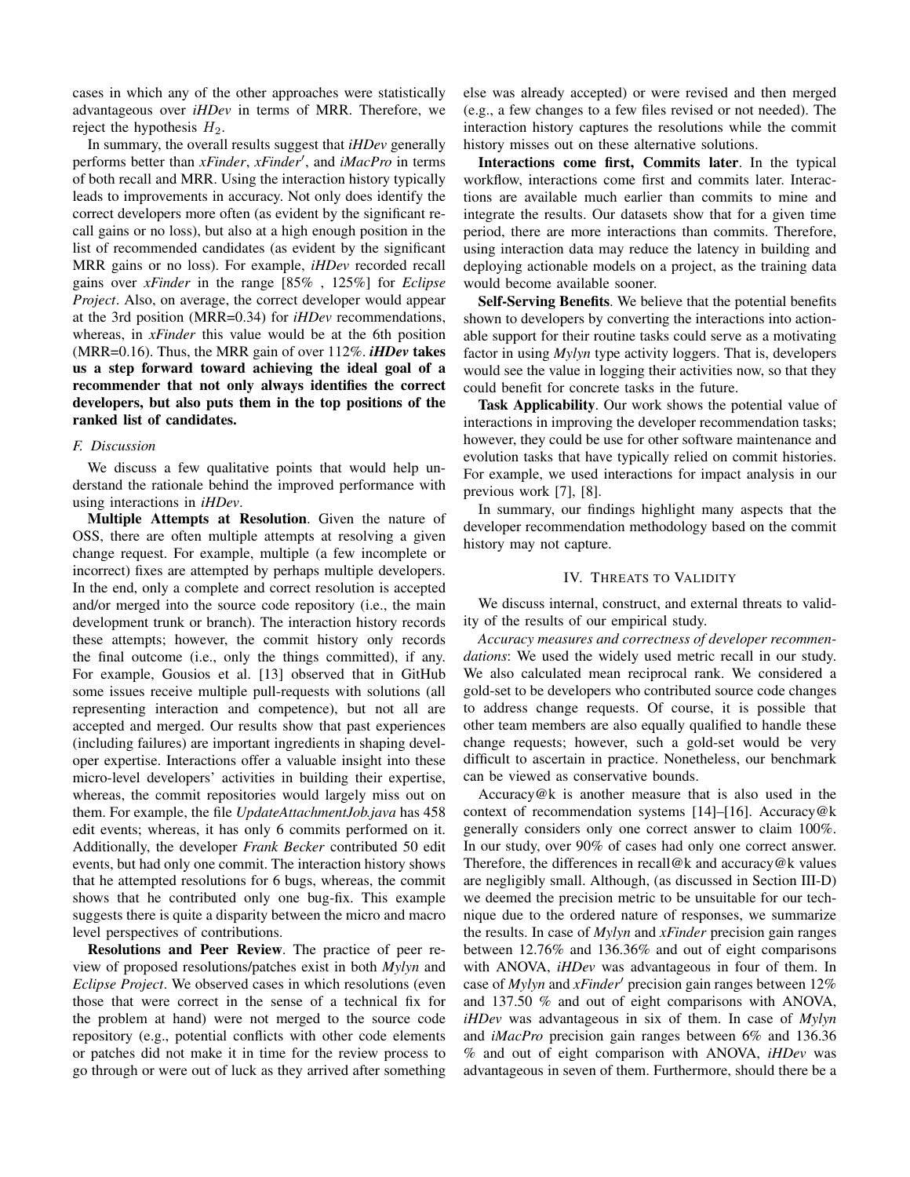cases in which any of the other approaches were statistically advantageous over *iHDev* in terms of MRR. Therefore, we reject the hypothesis $H_2$.

In summary, the overall results suggest that *iHDev* generally performs better than *xFinder*, *xFinder′*, and *iMacPro* in terms of both recall and MRR. Using the interaction history typically leads to improvements in accuracy. Not only does identify the correct developers more often (as evident by the significant recall gains or no loss), but also at a high enough position in the list of recommended candidates (as evident by the significant MRR gains or no loss). For example, *iHDev* recorded recall gains over *xFinder* in the range [85% , 125%] for *Eclipse Project*. Also, on average, the correct developer would appear at the 3rd position (MRR=0.34) for *iHDev* recommendations, whereas, in *xFinder* this value would be at the 6th position (MRR=0.16). Thus, the MRR gain of over 112%. ***iHDev* takes us a step forward toward achieving the ideal goal of a recommender that not only always identifies the correct developers, but also puts them in the top positions of the ranked list of candidates.**

### F. Discussion

We discuss a few qualitative points that would help understand the rationale behind the improved performance with using interactions in *iHDev*.

**Multiple Attempts at Resolution**. Given the nature of OSS, there are often multiple attempts at resolving a given change request. For example, multiple (a few incomplete or incorrect) fixes are attempted by perhaps multiple developers. In the end, only a complete and correct resolution is accepted and/or merged into the source code repository (i.e., the main development trunk or branch). The interaction history records these attempts; however, the commit history only records the final outcome (i.e., only the things committed), if any. For example, Gousios et al. [13] observed that in GitHub some issues receive multiple pull-requests with solutions (all representing interaction and competence), but not all are accepted and merged. Our results show that past experiences (including failures) are important ingredients in shaping developer expertise. Interactions offer a valuable insight into these micro-level developers' activities in building their expertise, whereas, the commit repositories would largely miss out on them. For example, the file *UpdateAttachmentJob.java* has 458 edit events; whereas, it has only 6 commits performed on it. Additionally, the developer *Frank Becker* contributed 50 edit events, but had only one commit. The interaction history shows that he attempted resolutions for 6 bugs, whereas, the commit shows that he contributed only one bug-fix. This example suggests there is quite a disparity between the micro and macro level perspectives of contributions.

**Resolutions and Peer Review**. The practice of peer review of proposed resolutions/patches exist in both *Mylyn* and *Eclipse Project*. We observed cases in which resolutions (even those that were correct in the sense of a technical fix for the problem at hand) were not merged to the source code repository (e.g., potential conflicts with other code elements or patches did not make it in time for the review process to go through or were out of luck as they arrived after something else was already accepted) or were revised and then merged (e.g., a few changes to a few files revised or not needed). The interaction history captures the resolutions while the commit history misses out on these alternative solutions.

**Interactions come first, Commits later**. In the typical workflow, interactions come first and commits later. Interactions are available much earlier than commits to mine and integrate the results. Our datasets show that for a given time period, there are more interactions than commits. Therefore, using interaction data may reduce the latency in building and deploying actionable models on a project, as the training data would become available sooner.

**Self-Serving Benefits**. We believe that the potential benefits shown to developers by converting the interactions into actionable support for their routine tasks could serve as a motivating factor in using *Mylyn* type activity loggers. That is, developers would see the value in logging their activities now, so that they could benefit for concrete tasks in the future.

**Task Applicability**. Our work shows the potential value of interactions in improving the developer recommendation tasks; however, they could be use for other software maintenance and evolution tasks that have typically relied on commit histories. For example, we used interactions for impact analysis in our previous work [7], [8].

In summary, our findings highlight many aspects that the developer recommendation methodology based on the commit history may not capture.

## IV. Threats to Validity

We discuss internal, construct, and external threats to validity of the results of our empirical study.

*Accuracy measures and correctness of developer recommendations*: We used the widely used metric recall in our study. We also calculated mean reciprocal rank. We considered a gold-set to be developers who contributed source code changes to address change requests. Of course, it is possible that other team members are also equally qualified to handle these change requests; however, such a gold-set would be very difficult to ascertain in practice. Nonetheless, our benchmark can be viewed as conservative bounds.

Accuracy@k is another measure that is also used in the context of recommendation systems [14]–[16]. Accuracy@k generally considers only one correct answer to claim 100%. In our study, over 90% of cases had only one correct answer. Therefore, the differences in recall@k and accuracy@k values are negligibly small. Although, (as discussed in Section III-D) we deemed the precision metric to be unsuitable for our technique due to the ordered nature of responses, we summarize the results. In case of *Mylyn* and *xFinder* precision gain ranges between 12.76% and 136.36% and out of eight comparisons with ANOVA, *iHDev* was advantageous in four of them. In case of *Mylyn* and *xFinder′* precision gain ranges between 12% and 137.50 % and out of eight comparisons with ANOVA, *iHDev* was advantageous in six of them. In case of *Mylyn* and *iMacPro* precision gain ranges between 6% and 136.36 % and out of eight comparison with ANOVA, *iHDev* was advantageous in seven of them. Furthermore, should there be a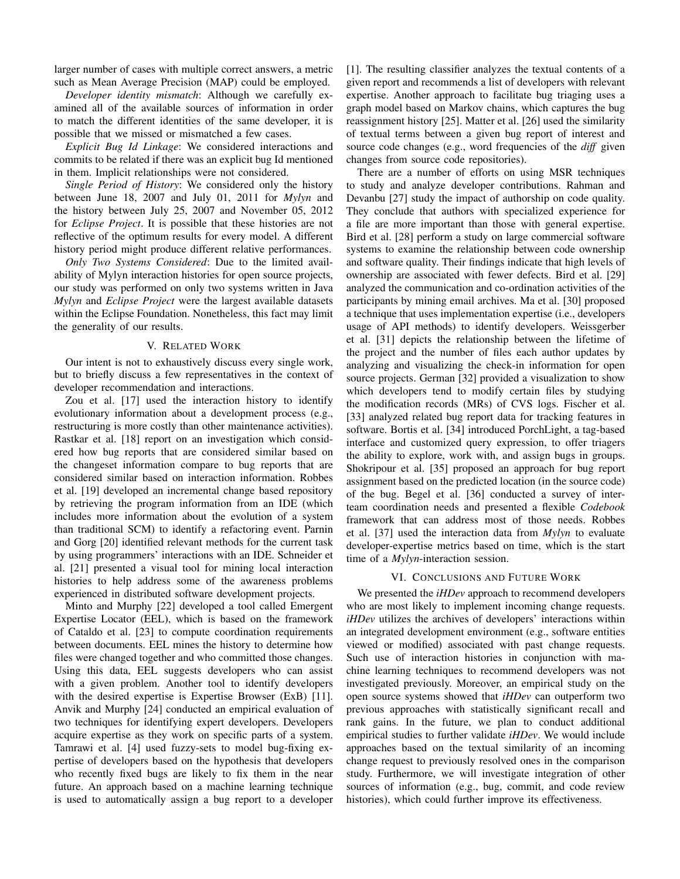larger number of cases with multiple correct answers, a metric such as Mean Average Precision (MAP) could be employed.

*Developer identity mismatch*: Although we carefully examined all of the available sources of information in order to match the different identities of the same developer, it is possible that we missed or mismatched a few cases.

*Explicit Bug Id Linkage*: We considered interactions and commits to be related if there was an explicit bug Id mentioned in them. Implicit relationships were not considered.

*Single Period of History*: We considered only the history between June 18, 2007 and July 01, 2011 for *Mylyn* and the history between July 25, 2007 and November 05, 2012 for *Eclipse Project*. It is possible that these histories are not reflective of the optimum results for every model. A different history period might produce different relative performances.

*Only Two Systems Considered*: Due to the limited availability of Mylyn interaction histories for open source projects, our study was performed on only two systems written in Java *Mylyn* and *Eclipse Project* were the largest available datasets within the Eclipse Foundation. Nonetheless, this fact may limit the generality of our results.

## V. Related Work

Our intent is not to exhaustively discuss every single work, but to briefly discuss a few representatives in the context of developer recommendation and interactions.

Zou et al. [17] used the interaction history to identify evolutionary information about a development process (e.g., restructuring is more costly than other maintenance activities). Rastkar et al. [18] report on an investigation which considered how bug reports that are considered similar based on the changeset information compare to bug reports that are considered similar based on interaction information. Robbes et al. [19] developed an incremental change based repository by retrieving the program information from an IDE (which includes more information about the evolution of a system than traditional SCM) to identify a refactoring event. Parnin and Gorg [20] identified relevant methods for the current task by using programmers' interactions with an IDE. Schneider et al. [21] presented a visual tool for mining local interaction histories to help address some of the awareness problems experienced in distributed software development projects.

Minto and Murphy [22] developed a tool called Emergent Expertise Locator (EEL), which is based on the framework of Cataldo et al. [23] to compute coordination requirements between documents. EEL mines the history to determine how files were changed together and who committed those changes. Using this data, EEL suggests developers who can assist with a given problem. Another tool to identify developers with the desired expertise is Expertise Browser (ExB) [11]. Anvik and Murphy [24] conducted an empirical evaluation of two techniques for identifying expert developers. Developers acquire expertise as they work on specific parts of a system. Tamrawi et al. [4] used fuzzy-sets to model bug-fixing expertise of developers based on the hypothesis that developers who recently fixed bugs are likely to fix them in the near future. An approach based on a machine learning technique is used to automatically assign a bug report to a developer [1]. The resulting classifier analyzes the textual contents of a given report and recommends a list of developers with relevant expertise. Another approach to facilitate bug triaging uses a graph model based on Markov chains, which captures the bug reassignment history [25]. Matter et al. [26] used the similarity of textual terms between a given bug report of interest and source code changes (e.g., word frequencies of the *diff* given changes from source code repositories).

There are a number of efforts on using MSR techniques to study and analyze developer contributions. Rahman and Devanbu [27] study the impact of authorship on code quality. They conclude that authors with specialized experience for a file are more important than those with general expertise. Bird et al. [28] perform a study on large commercial software systems to examine the relationship between code ownership and software quality. Their findings indicate that high levels of ownership are associated with fewer defects. Bird et al. [29] analyzed the communication and co-ordination activities of the participants by mining email archives. Ma et al. [30] proposed a technique that uses implementation expertise (i.e., developers usage of API methods) to identify developers. Weissgerber et al. [31] depicts the relationship between the lifetime of the project and the number of files each author updates by analyzing and visualizing the check-in information for open source projects. German [32] provided a visualization to show which developers tend to modify certain files by studying the modification records (MRs) of CVS logs. Fischer et al. [33] analyzed related bug report data for tracking features in software. Bortis et al. [34] introduced PorchLight, a tag-based interface and customized query expression, to offer triagers the ability to explore, work with, and assign bugs in groups. Shokripour et al. [35] proposed an approach for bug report assignment based on the predicted location (in the source code) of the bug. Begel et al. [36] conducted a survey of inter-team coordination needs and presented a flexible *Codebook* framework that can address most of those needs. Robbes et al. [37] used the interaction data from *Mylyn* to evaluate developer-expertise metrics based on time, which is the start time of a *Mylyn*-interaction session.

## VI. Conclusions and Future Work

We presented the *iHDev* approach to recommend developers who are most likely to implement incoming change requests. *iHDev* utilizes the archives of developers' interactions within an integrated development environment (e.g., software entities viewed or modified) associated with past change requests. Such use of interaction histories in conjunction with machine learning techniques to recommend developers was not investigated previously. Moreover, an empirical study on the open source systems showed that *iHDev* can outperform two previous approaches with statistically significant recall and rank gains. In the future, we plan to conduct additional empirical studies to further validate *iHDev*. We would include approaches based on the textual similarity of an incoming change request to previously resolved ones in the comparison study. Furthermore, we will investigate integration of other sources of information (e.g., bug, commit, and code review histories), which could further improve its effectiveness.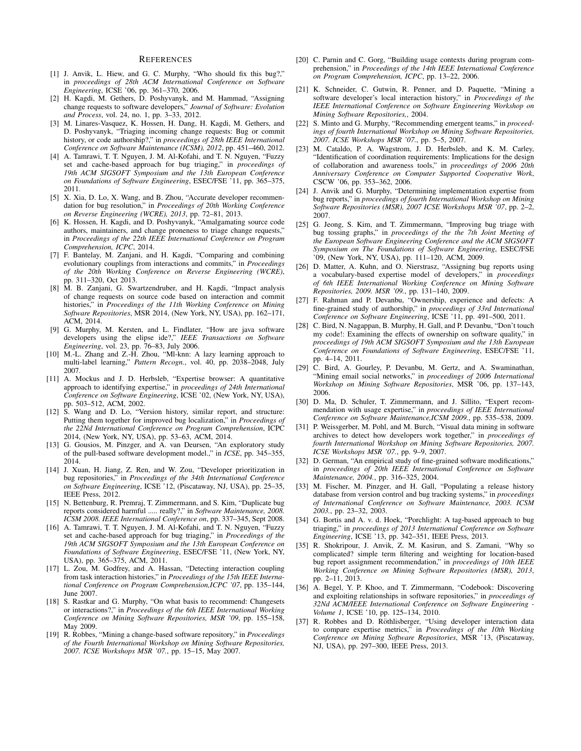## REFERENCES

[1] J. Anvik, L. Hiew, and G. C. Murphy, "Who should fix this bug?," in *proceedings of 28th ACM International Conference on Software Engineering*, ICSE '06, pp. 361–370, 2006.

[2] H. Kagdi, M. Gethers, D. Poshyvanyk, and M. Hammad, "Assigning change requests to software developers," *Journal of Software: Evolution and Process*, vol. 24, no. 1, pp. 3–33, 2012.

[3] M. Linares-Vasquez, K. Hossen, H. Dang, H. Kagdi, M. Gethers, and D. Poshyvanyk, "Triaging incoming change requests: Bug or commit history, or code authorship?," in *proceedings of 28th IEEE International Conference on Software Maintenance (ICSM), 2012*, pp. 451–460, 2012.

[4] A. Tamrawi, T. T. Nguyen, J. M. Al-Kofahi, and T. N. Nguyen, "Fuzzy set and cache-based approach for bug triaging," in *proceedings of 19th ACM SIGSOFT Symposium and the 13th European Conference on Foundations of Software Engineering*, ESEC/FSE '11, pp. 365–375, 2011.

[5] X. Xia, D. Lo, X. Wang, and B. Zhou, "Accurate developer recommendation for bug resolution," in *Proceedings of 20th Working Conference on Reverse Engineering (WCRE), 2013*, pp. 72–81, 2013.

[6] K. Hossen, H. Kagdi, and D. Poshyvanyk, "Amalgamating source code authors, maintainers, and change proneness to triage change requests," in *Proceedings of the 22th IEEE International Conference on Program Comprehension, ICPC*, 2014.

[7] F. Bantelay, M. Zanjani, and H. Kagdi, "Comparing and combining evolutionary couplings from interactions and commits," in *Proceedings of the 20th Working Conference on Reverse Engineering (WCRE)*, pp. 311–320, Oct 2013.

[8] M. B. Zanjani, G. Swartzendruber, and H. Kagdi, "Impact analysis of change requests on source code based on interaction and commit histories," in *Proceedings of the 11th Working Conference on Mining Software Repositories*, MSR 2014, (New York, NY, USA), pp. 162–171, ACM, 2014.

[9] G. Murphy, M. Kersten, and L. Findlater, "How are java software developers using the elipse ide?," *IEEE Transactions on Software Engineering*, vol. 23, pp. 76–83, July 2006.

[10] M.-L. Zhang and Z.-H. Zhou, "Ml-knn: A lazy learning approach to multi-label learning," *Pattern Recogn.*, vol. 40, pp. 2038–2048, July 2007.

[11] A. Mockus and J. D. Herbsleb, "Expertise browser: A quantitative approach to identifying expertise," in *proceedings of 24th International Conference on Software Engineering*, ICSE '02, (New York, NY, USA), pp. 503–512, ACM, 2002.

[12] S. Wang and D. Lo, "Version history, similar report, and structure: Putting them together for improved bug localization," in *Proceedings of the 22Nd International Conference on Program Comprehension*, ICPC 2014, (New York, NY, USA), pp. 53–63, ACM, 2014.

[13] G. Gousios, M. Pinzger, and A. van Deursen, "An exploratory study of the pull-based software development model.," in *ICSE*, pp. 345–355, 2014.

[14] J. Xuan, H. Jiang, Z. Ren, and W. Zou, "Developer prioritization in bug repositories," in *Proceedings of the 34th International Conference on Software Engineering*, ICSE '12, (Piscataway, NJ, USA), pp. 25–35, IEEE Press, 2012.

[15] N. Bettenburg, R. Premraj, T. Zimmermann, and S. Kim, "Duplicate bug reports considered harmful ..... really?," in *Software Maintenance, 2008. ICSM 2008. IEEE International Conference on*, pp. 337–345, Sept 2008.

[16] A. Tamrawi, T. T. Nguyen, J. M. Al-Kofahi, and T. N. Nguyen, "Fuzzy set and cache-based approach for bug triaging," in *Proceedings of the 19th ACM SIGSOFT Symposium and the 13th European Conference on Foundations of Software Engineering*, ESEC/FSE '11, (New York, NY, USA), pp. 365–375, ACM, 2011.

[17] L. Zou, M. Godfrey, and A. Hassan, "Detecting interaction coupling from task interaction histories," in *Proceedings of the 15th IEEE International Conference on Program Comprehension,ICPC '07*, pp. 135–144, June 2007.

[18] S. Rastkar and G. Murphy, "On what basis to recommend: Changesets or interactions?," in *Proceedings of the 6th IEEE International Working Conference on Mining Software Repositories, MSR '09*, pp. 155–158, May 2009.

[19] R. Robbes, "Mining a change-based software repository," in *Proceedings of the Fourth International Workshop on Mining Software Repositories, 2007. ICSE Workshops MSR '07.*, pp. 15–15, May 2007.

[20] C. Parnin and C. Gorg, "Building usage contexts during program comprehension," in *Proceedings of the 14th IEEE International Conference on Program Comprehension, ICPC*, pp. 13–22, 2006.

[21] K. Schneider, C. Gutwin, R. Penner, and D. Paquette, "Mining a software developer's local interaction history," in *Proceedings of the IEEE International Conference on Software Engineering Workshop on Mining Software Repositories,*, 2004.

[22] S. Minto and G. Murphy, "Recommending emergent teams," in *proceedings of fourth International Workshop on Mining Software Repositories, 2007. ICSE Workshops MSR '07.*, pp. 5–5, 2007.

[23] M. Cataldo, P. A. Wagstrom, J. D. Herbsleb, and K. M. Carley, "Identification of coordination requirements: Implications for the design of collaboration and awareness tools," in *proceedings of 2006 20th Anniversary Conference on Computer Supported Cooperative Work*, CSCW '06, pp. 353–362, 2006.

[24] J. Anvik and G. Murphy, "Determining implementation expertise from bug reports," in *proceedings of fourth International Workshop on Mining Software Repositories (MSR), 2007 ICSE Workshops MSR '07*, pp. 2–2, 2007.

[25] G. Jeong, S. Kim, and T. Zimmermann, "Improving bug triage with bug tossing graphs," in *proceedings of the the 7th Joint Meeting of the European Software Engineering Conference and the ACM SIGSOFT Symposium on The Foundations of Software Engineering*, ESEC/FSE '09, (New York, NY, USA), pp. 111–120, ACM, 2009.

[26] D. Matter, A. Kuhn, and O. Nierstrasz, "Assigning bug reports using a vocabulary-based expertise model of developers," in *proceedings of 6th IEEE International Working Conference on Mining Software Repositories, 2009. MSR '09.*, pp. 131–140, 2009.

[27] F. Rahman and P. Devanbu, "Ownership, experience and defects: A fine-grained study of authorship," in *proceedings of 33rd International Conference on Software Engineering*, ICSE '11, pp. 491–500, 2011.

[28] C. Bird, N. Nagappan, B. Murphy, H. Gall, and P. Devanbu, "Don't touch my code!: Examining the effects of ownership on software quality," in *proceedings of 19th ACM SIGSOFT Symposium and the 13th European Conference on Foundations of Software Engineering*, ESEC/FSE '11, pp. 4–14, 2011.

[29] C. Bird, A. Gourley, P. Devanbu, M. Gertz, and A. Swaminathan, "Mining email social networks," in *proceedings of 2006 International Workshop on Mining Software Repositories*, MSR '06, pp. 137–143, 2006.

[30] D. Ma, D. Schuler, T. Zimmermann, and J. Sillito, "Expert recommendation with usage expertise," in *proceedings of IEEE International Conference on Software Maintenance,ICSM 2009.*, pp. 535–538, 2009.

[31] P. Weissgerber, M. Pohl, and M. Burch, "Visual data mining in software archives to detect how developers work together," in *proceedings of fourth International Workshop on Mining Software Repositories, 2007. ICSE Workshops MSR '07.*, pp. 9–9, 2007.

[32] D. German, "An empirical study of fine-grained software modifications," in *proceedings of 20th IEEE International Conference on Software Maintenance, 2004.*, pp. 316–325, 2004.

[33] M. Fischer, M. Pinzger, and H. Gall, "Populating a release history database from version control and bug tracking systems," in *proceedings of International Conference on Software Maintenance, 2003. ICSM 2003.*, pp. 23–32, 2003.

[34] G. Bortis and A. v. d. Hoek, "Porchlight: A tag-based approach to bug triaging," in *proceedings of 2013 International Conference on Software Engineering*, ICSE '13, pp. 342–351, IEEE Press, 2013.

[35] R. Shokripour, J. Anvik, Z. M. Kasirun, and S. Zamani, "Why so complicated? simple term filtering and weighting for location-based bug report assignment recommendation," in *proceedings of 10th IEEE Working Conference on Mining Software Repositories (MSR), 2013*, pp. 2–11, 2013.

[36] A. Begel, Y. P. Khoo, and T. Zimmermann, "Codebook: Discovering and exploiting relationships in software repositories," in *proceedings of 32Nd ACM/IEEE International Conference on Software Engineering - Volume 1*, ICSE '10, pp. 125–134, 2010.

[37] R. Robbes and D. Röthlisberger, "Using developer interaction data to compare expertise metrics," in *Proceedings of the 10th Working Conference on Mining Software Repositories*, MSR '13, (Piscataway, NJ, USA), pp. 297–300, IEEE Press, 2013.